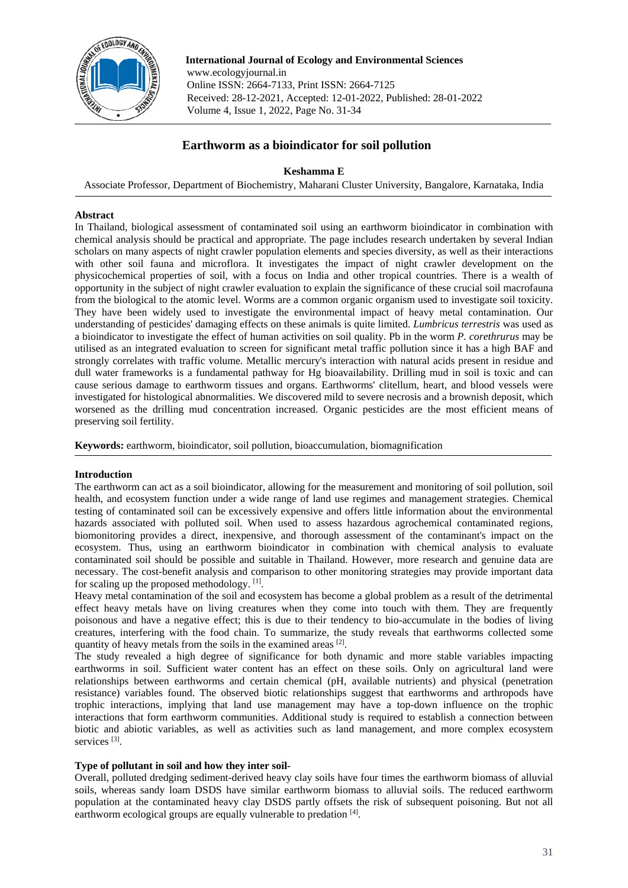**International Journal of Ecology and Environmental Sciences**
www.ecologyjournal.in
Online ISSN: 2664-7133, Print ISSN: 2664-7125
Received: 28-12-2021, Accepted: 12-01-2022, Published: 28-01-2022

# Earthworm as a bioindicator for soil pollution

**Keshamma E**

Associate Professor, Department of Biochemistry, Maharani Cluster University, Bangalore, Karnataka, India

## Abstract

In Thailand, biological assessment of contaminated soil using an earthworm bioindicator in combination with chemical analysis should be practical and appropriate. The page includes research undertaken by several Indian scholars on many aspects of night crawler population elements and species diversity, as well as their interactions with other soil fauna and microflora. It investigates the impact of night crawler development on the physicochemical properties of soil, with a focus on India and other tropical countries. There is a wealth of opportunity in the subject of night crawler evaluation to explain the significance of these crucial soil macrofauna from the biological to the atomic level. Worms are a common organic organism used to investigate soil toxicity. They have been widely used to investigate the environmental impact of heavy metal contamination. Our understanding of pesticides' damaging effects on these animals is quite limited. *Lumbricus terrestris* was used as a bioindicator to investigate the effect of human activities on soil quality. Pb in the worm *P. corethrurus* may be utilised as an integrated evaluation to screen for significant metal traffic pollution since it has a high BAF and strongly correlates with traffic volume. Metallic mercury's interaction with natural acids present in residue and dull water frameworks is a fundamental pathway for Hg bioavailability. Drilling mud in soil is toxic and can cause serious damage to earthworm tissues and organs. Earthworms' clitellum, heart, and blood vessels were investigated for histological abnormalities. We discovered mild to severe necrosis and a brownish deposit, which worsened as the drilling mud concentration increased. Organic pesticides are the most efficient means of preserving soil fertility.

**Keywords:** earthworm, bioindicator, soil pollution, bioaccumulation, biomagnification

## Introduction

The earthworm can act as a soil bioindicator, allowing for the measurement and monitoring of soil pollution, soil health, and ecosystem function under a wide range of land use regimes and management strategies. Chemical testing of contaminated soil can be excessively expensive and offers little information about the environmental hazards associated with polluted soil. When used to assess hazardous agrochemical contaminated regions, biomonitoring provides a direct, inexpensive, and thorough assessment of the contaminant's impact on the ecosystem. Thus, using an earthworm bioindicator in combination with chemical analysis to evaluate contaminated soil should be possible and suitable in Thailand. However, more research and genuine data are necessary. The cost-benefit analysis and comparison to other monitoring strategies may provide important data for scaling up the proposed methodology. [1].

Heavy metal contamination of the soil and ecosystem has become a global problem as a result of the detrimental effect heavy metals have on living creatures when they come into touch with them. They are frequently poisonous and have a negative effect; this is due to their tendency to bio-accumulate in the bodies of living creatures, interfering with the food chain. To summarize, the study reveals that earthworms collected some quantity of heavy metals from the soils in the examined areas [2].

The study revealed a high degree of significance for both dynamic and more stable variables impacting earthworms in soil. Sufficient water content has an effect on these soils. Only on agricultural land were relationships between earthworms and certain chemical (pH, available nutrients) and physical (penetration resistance) variables found. The observed biotic relationships suggest that earthworms and arthropods have trophic interactions, implying that land use management may have a top-down influence on the trophic interactions that form earthworm communities. Additional study is required to establish a connection between biotic and abiotic variables, as well as activities such as land management, and more complex ecosystem services [3].

### Type of pollutant in soil and how they inter soil-

Overall, polluted dredging sediment-derived heavy clay soils have four times the earthworm biomass of alluvial soils, whereas sandy loam DSDS have similar earthworm biomass to alluvial soils. The reduced earthworm population at the contaminated heavy clay DSDS partly offsets the risk of subsequent poisoning. But not all earthworm ecological groups are equally vulnerable to predation [4].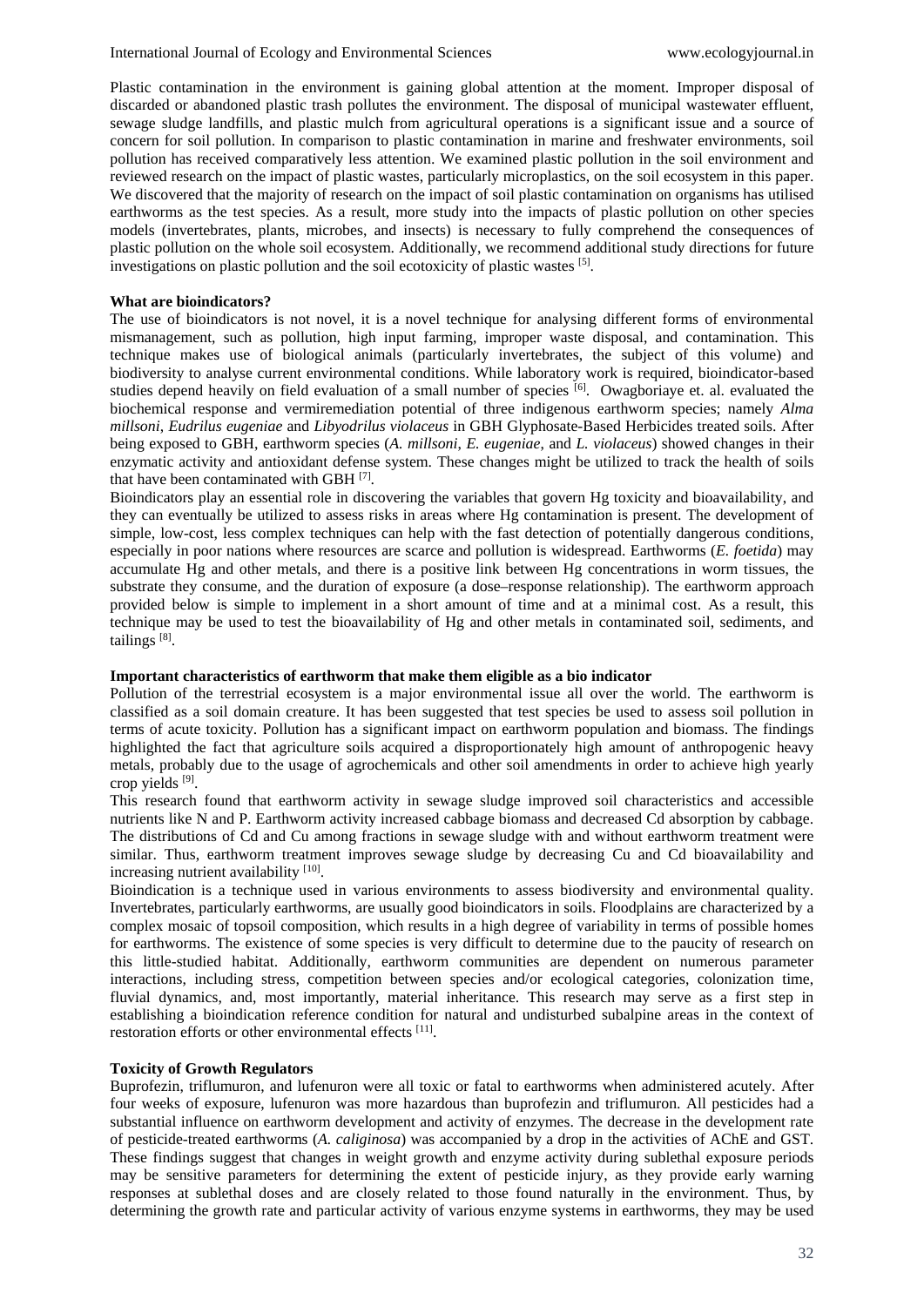Plastic contamination in the environment is gaining global attention at the moment. Improper disposal of discarded or abandoned plastic trash pollutes the environment. The disposal of municipal wastewater effluent, sewage sludge landfills, and plastic mulch from agricultural operations is a significant issue and a source of concern for soil pollution. In comparison to plastic contamination in marine and freshwater environments, soil pollution has received comparatively less attention. We examined plastic pollution in the soil environment and reviewed research on the impact of plastic wastes, particularly microplastics, on the soil ecosystem in this paper. We discovered that the majority of research on the impact of soil plastic contamination on organisms has utilised earthworms as the test species. As a result, more study into the impacts of plastic pollution on other species models (invertebrates, plants, microbes, and insects) is necessary to fully comprehend the consequences of plastic pollution on the whole soil ecosystem. Additionally, we recommend additional study directions for future investigations on plastic pollution and the soil ecotoxicity of plastic wastes [5].

**What are bioindicators?**

The use of bioindicators is not novel, it is a novel technique for analysing different forms of environmental mismanagement, such as pollution, high input farming, improper waste disposal, and contamination. This technique makes use of biological animals (particularly invertebrates, the subject of this volume) and biodiversity to analyse current environmental conditions. While laboratory work is required, bioindicator-based studies depend heavily on field evaluation of a small number of species [6]. Owagboriaye et. al. evaluated the biochemical response and vermiremediation potential of three indigenous earthworm species; namely *Alma millsoni*, *Eudrilus eugeniae* and *Libyodrilus violaceus* in GBH Glyphosate-Based Herbicides treated soils. After being exposed to GBH, earthworm species (*A. millsoni*, *E. eugeniae*, and *L. violaceus*) showed changes in their enzymatic activity and antioxidant defense system. These changes might be utilized to track the health of soils that have been contaminated with GBH [7].

Bioindicators play an essential role in discovering the variables that govern Hg toxicity and bioavailability, and they can eventually be utilized to assess risks in areas where Hg contamination is present. The development of simple, low-cost, less complex techniques can help with the fast detection of potentially dangerous conditions, especially in poor nations where resources are scarce and pollution is widespread. Earthworms (*E. foetida*) may accumulate Hg and other metals, and there is a positive link between Hg concentrations in worm tissues, the substrate they consume, and the duration of exposure (a dose–response relationship). The earthworm approach provided below is simple to implement in a short amount of time and at a minimal cost. As a result, this technique may be used to test the bioavailability of Hg and other metals in contaminated soil, sediments, and tailings [8].

**Important characteristics of earthworm that make them eligible as a bio indicator**

Pollution of the terrestrial ecosystem is a major environmental issue all over the world. The earthworm is classified as a soil domain creature. It has been suggested that test species be used to assess soil pollution in terms of acute toxicity. Pollution has a significant impact on earthworm population and biomass. The findings highlighted the fact that agriculture soils acquired a disproportionately high amount of anthropogenic heavy metals, probably due to the usage of agrochemicals and other soil amendments in order to achieve high yearly crop yields [9].

This research found that earthworm activity in sewage sludge improved soil characteristics and accessible nutrients like N and P. Earthworm activity increased cabbage biomass and decreased Cd absorption by cabbage. The distributions of Cd and Cu among fractions in sewage sludge with and without earthworm treatment were similar. Thus, earthworm treatment improves sewage sludge by decreasing Cu and Cd bioavailability and increasing nutrient availability [10].

Bioindication is a technique used in various environments to assess biodiversity and environmental quality. Invertebrates, particularly earthworms, are usually good bioindicators in soils. Floodplains are characterized by a complex mosaic of topsoil composition, which results in a high degree of variability in terms of possible homes for earthworms. The existence of some species is very difficult to determine due to the paucity of research on this little-studied habitat. Additionally, earthworm communities are dependent on numerous parameter interactions, including stress, competition between species and/or ecological categories, colonization time, fluvial dynamics, and, most importantly, material inheritance. This research may serve as a first step in establishing a bioindication reference condition for natural and undisturbed subalpine areas in the context of restoration efforts or other environmental effects [11].

**Toxicity of Growth Regulators**

Buprofezin, triflumuron, and lufenuron were all toxic or fatal to earthworms when administered acutely. After four weeks of exposure, lufenuron was more hazardous than buprofezin and triflumuron. All pesticides had a substantial influence on earthworm development and activity of enzymes. The decrease in the development rate of pesticide-treated earthworms (*A. caliginosa*) was accompanied by a drop in the activities of AChE and GST. These findings suggest that changes in weight growth and enzyme activity during sublethal exposure periods may be sensitive parameters for determining the extent of pesticide injury, as they provide early warning responses at sublethal doses and are closely related to those found naturally in the environment. Thus, by determining the growth rate and particular activity of various enzyme systems in earthworms, they may be used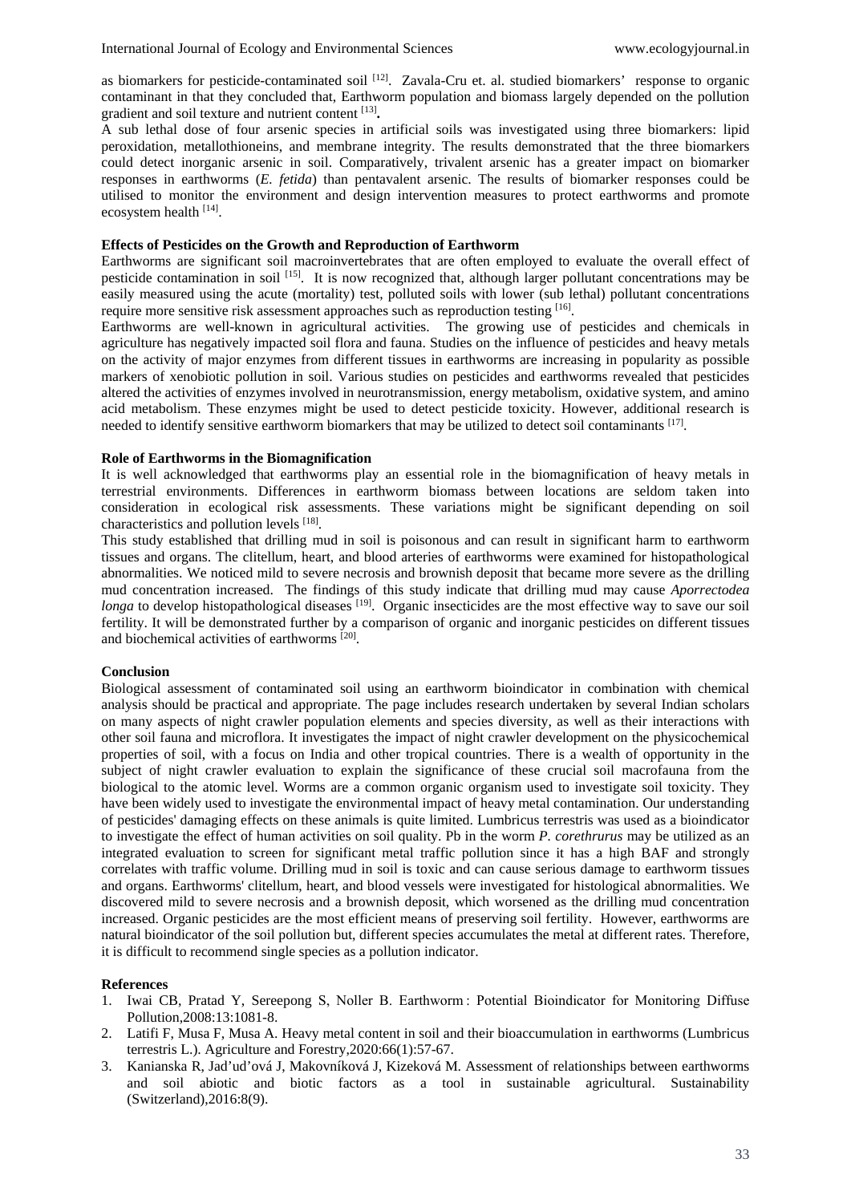as biomarkers for pesticide-contaminated soil [12]. Zavala-Cru et. al. studied biomarkers' response to organic contaminant in that they concluded that, Earthworm population and biomass largely depended on the pollution gradient and soil texture and nutrient content [13]**.**

A sub lethal dose of four arsenic species in artificial soils was investigated using three biomarkers: lipid peroxidation, metallothioneins, and membrane integrity. The results demonstrated that the three biomarkers could detect inorganic arsenic in soil. Comparatively, trivalent arsenic has a greater impact on biomarker responses in earthworms (*E. fetida*) than pentavalent arsenic. The results of biomarker responses could be utilised to monitor the environment and design intervention measures to protect earthworms and promote ecosystem health [14].

**Effects of Pesticides on the Growth and Reproduction of Earthworm**

Earthworms are significant soil macroinvertebrates that are often employed to evaluate the overall effect of pesticide contamination in soil [15]. It is now recognized that, although larger pollutant concentrations may be easily measured using the acute (mortality) test, polluted soils with lower (sub lethal) pollutant concentrations require more sensitive risk assessment approaches such as reproduction testing [16].

Earthworms are well-known in agricultural activities. The growing use of pesticides and chemicals in agriculture has negatively impacted soil flora and fauna. Studies on the influence of pesticides and heavy metals on the activity of major enzymes from different tissues in earthworms are increasing in popularity as possible markers of xenobiotic pollution in soil. Various studies on pesticides and earthworms revealed that pesticides altered the activities of enzymes involved in neurotransmission, energy metabolism, oxidative system, and amino acid metabolism. These enzymes might be used to detect pesticide toxicity. However, additional research is needed to identify sensitive earthworm biomarkers that may be utilized to detect soil contaminants [17].

**Role of Earthworms in the Biomagnification**

It is well acknowledged that earthworms play an essential role in the biomagnification of heavy metals in terrestrial environments. Differences in earthworm biomass between locations are seldom taken into consideration in ecological risk assessments. These variations might be significant depending on soil characteristics and pollution levels [18].

This study established that drilling mud in soil is poisonous and can result in significant harm to earthworm tissues and organs. The clitellum, heart, and blood arteries of earthworms were examined for histopathological abnormalities. We noticed mild to severe necrosis and brownish deposit that became more severe as the drilling mud concentration increased. The findings of this study indicate that drilling mud may cause *Aporrectodea longa* to develop histopathological diseases [19]. Organic insecticides are the most effective way to save our soil fertility. It will be demonstrated further by a comparison of organic and inorganic pesticides on different tissues and biochemical activities of earthworms [20].

**Conclusion**

Biological assessment of contaminated soil using an earthworm bioindicator in combination with chemical analysis should be practical and appropriate. The page includes research undertaken by several Indian scholars on many aspects of night crawler population elements and species diversity, as well as their interactions with other soil fauna and microflora. It investigates the impact of night crawler development on the physicochemical properties of soil, with a focus on India and other tropical countries. There is a wealth of opportunity in the subject of night crawler evaluation to explain the significance of these crucial soil macrofauna from the biological to the atomic level. Worms are a common organic organism used to investigate soil toxicity. They have been widely used to investigate the environmental impact of heavy metal contamination. Our understanding of pesticides' damaging effects on these animals is quite limited. Lumbricus terrestris was used as a bioindicator to investigate the effect of human activities on soil quality. Pb in the worm *P. corethrurus* may be utilized as an integrated evaluation to screen for significant metal traffic pollution since it has a high BAF and strongly correlates with traffic volume. Drilling mud in soil is toxic and can cause serious damage to earthworm tissues and organs. Earthworms' clitellum, heart, and blood vessels were investigated for histological abnormalities. We discovered mild to severe necrosis and a brownish deposit, which worsened as the drilling mud concentration increased. Organic pesticides are the most efficient means of preserving soil fertility. However, earthworms are natural bioindicator of the soil pollution but, different species accumulates the metal at different rates. Therefore, it is difficult to recommend single species as a pollution indicator.

**References**

1. Iwai CB, Pratad Y, Sereepong S, Noller B. Earthworm : Potential Bioindicator for Monitoring Diffuse Pollution,2008:13:1081-8.
2. Latifi F, Musa F, Musa A. Heavy metal content in soil and their bioaccumulation in earthworms (Lumbricus terrestris L.). Agriculture and Forestry,2020:66(1):57-67.
3. Kanianska R, Jad'ud'ová J, Makovníková J, Kizeková M. Assessment of relationships between earthworms and soil abiotic and biotic factors as a tool in sustainable agricultural. Sustainability (Switzerland),2016:8(9).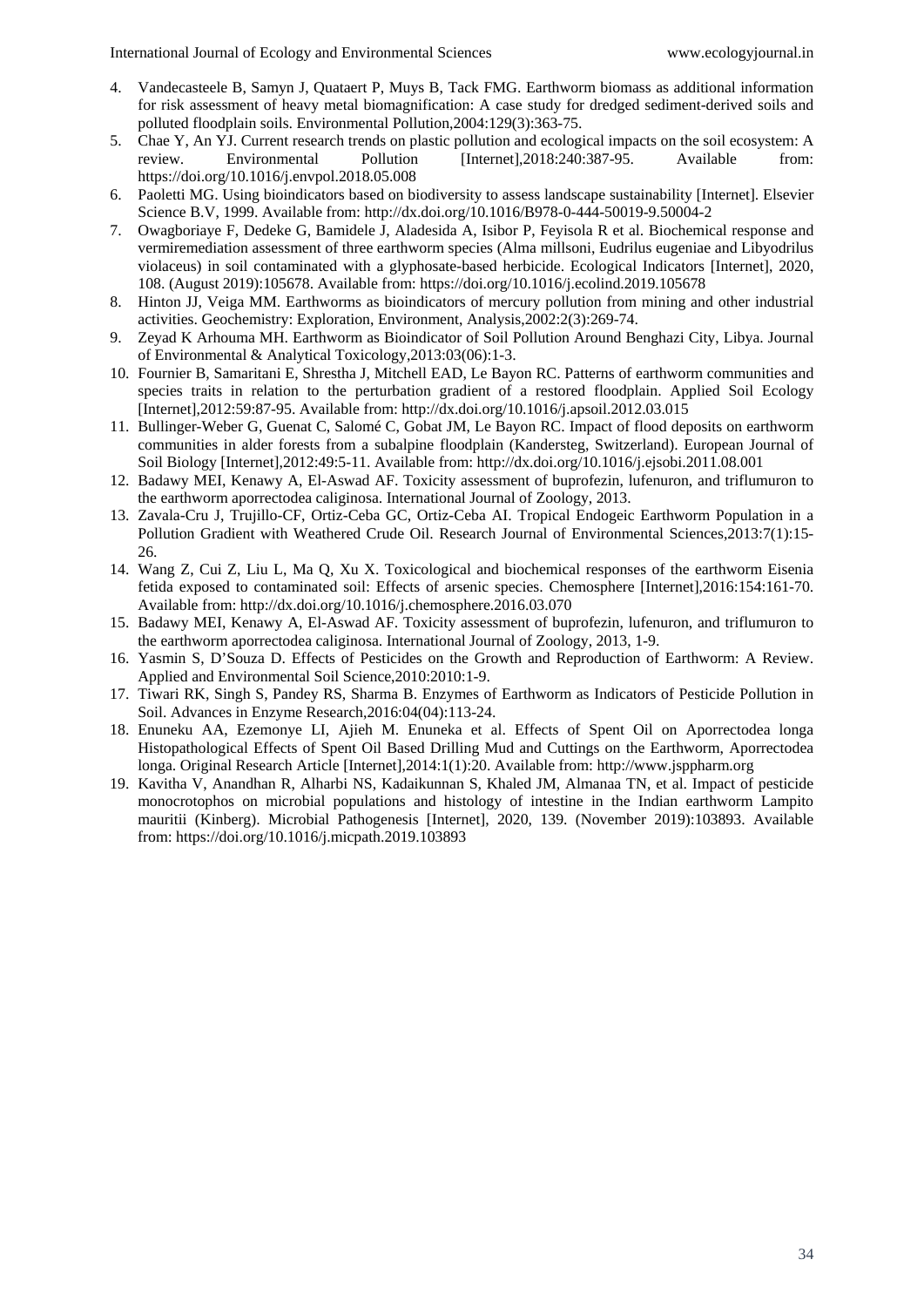4. Vandecasteele B, Samyn J, Quataert P, Muys B, Tack FMG. Earthworm biomass as additional information for risk assessment of heavy metal biomagnification: A case study for dredged sediment-derived soils and polluted floodplain soils. Environmental Pollution,2004:129(3):363-75.
5. Chae Y, An YJ. Current research trends on plastic pollution and ecological impacts on the soil ecosystem: A review. Environmental Pollution [Internet],2018:240:387-95. Available from: https://doi.org/10.1016/j.envpol.2018.05.008
6. Paoletti MG. Using bioindicators based on biodiversity to assess landscape sustainability [Internet]. Elsevier Science B.V, 1999. Available from: http://dx.doi.org/10.1016/B978-0-444-50019-9.50004-2
7. Owagboriaye F, Dedeke G, Bamidele J, Aladesida A, Isibor P, Feyisola R et al. Biochemical response and vermiremediation assessment of three earthworm species (Alma millsoni, Eudrilus eugeniae and Libyodrilus violaceus) in soil contaminated with a glyphosate-based herbicide. Ecological Indicators [Internet], 2020, 108. (August 2019):105678. Available from: https://doi.org/10.1016/j.ecolind.2019.105678
8. Hinton JJ, Veiga MM. Earthworms as bioindicators of mercury pollution from mining and other industrial activities. Geochemistry: Exploration, Environment, Analysis,2002:2(3):269-74.
9. Zeyad K Arhouma MH. Earthworm as Bioindicator of Soil Pollution Around Benghazi City, Libya. Journal of Environmental & Analytical Toxicology,2013:03(06):1-3.
10. Fournier B, Samaritani E, Shrestha J, Mitchell EAD, Le Bayon RC. Patterns of earthworm communities and species traits in relation to the perturbation gradient of a restored floodplain. Applied Soil Ecology [Internet],2012:59:87-95. Available from: http://dx.doi.org/10.1016/j.apsoil.2012.03.015
11. Bullinger-Weber G, Guenat C, Salomé C, Gobat JM, Le Bayon RC. Impact of flood deposits on earthworm communities in alder forests from a subalpine floodplain (Kandersteg, Switzerland). European Journal of Soil Biology [Internet],2012:49:5-11. Available from: http://dx.doi.org/10.1016/j.ejsobi.2011.08.001
12. Badawy MEI, Kenawy A, El-Aswad AF. Toxicity assessment of buprofezin, lufenuron, and triflumuron to the earthworm aporrectodea caliginosa. International Journal of Zoology, 2013.
13. Zavala-Cru J, Trujillo-CF, Ortiz-Ceba GC, Ortiz-Ceba AI. Tropical Endogeic Earthworm Population in a Pollution Gradient with Weathered Crude Oil. Research Journal of Environmental Sciences,2013:7(1):15-26.
14. Wang Z, Cui Z, Liu L, Ma Q, Xu X. Toxicological and biochemical responses of the earthworm Eisenia fetida exposed to contaminated soil: Effects of arsenic species. Chemosphere [Internet],2016:154:161-70. Available from: http://dx.doi.org/10.1016/j.chemosphere.2016.03.070
15. Badawy MEI, Kenawy A, El-Aswad AF. Toxicity assessment of buprofezin, lufenuron, and triflumuron to the earthworm aporrectodea caliginosa. International Journal of Zoology, 2013, 1-9.
16. Yasmin S, D'Souza D. Effects of Pesticides on the Growth and Reproduction of Earthworm: A Review. Applied and Environmental Soil Science,2010:2010:1-9.
17. Tiwari RK, Singh S, Pandey RS, Sharma B. Enzymes of Earthworm as Indicators of Pesticide Pollution in Soil. Advances in Enzyme Research,2016:04(04):113-24.
18. Enuneku AA, Ezemonye LI, Ajieh M. Enuneka et al. Effects of Spent Oil on Aporrectodea longa Histopathological Effects of Spent Oil Based Drilling Mud and Cuttings on the Earthworm, Aporrectodea longa. Original Research Article [Internet],2014:1(1):20. Available from: http://www.jsppharm.org
19. Kavitha V, Anandhan R, Alharbi NS, Kadaikunnan S, Khaled JM, Almanaa TN, et al. Impact of pesticide monocrotophos on microbial populations and histology of intestine in the Indian earthworm Lampito mauritii (Kinberg). Microbial Pathogenesis [Internet], 2020, 139. (November 2019):103893. Available from: https://doi.org/10.1016/j.micpath.2019.103893